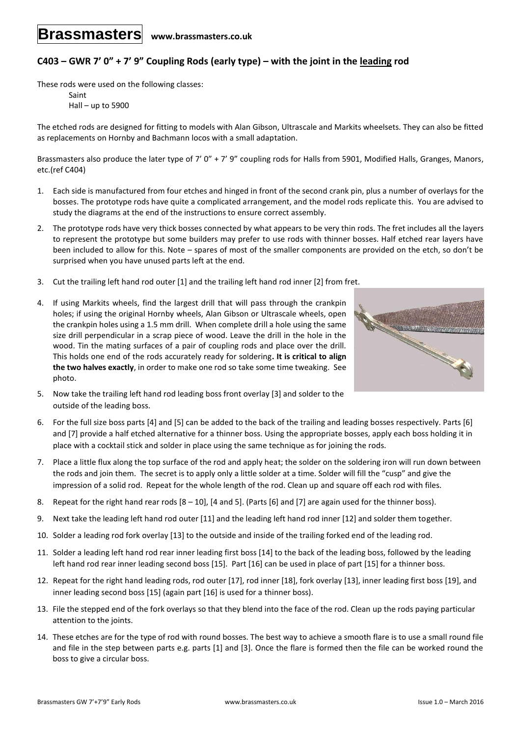# Brassmasters www.brassmasters.co.uk

## C403 – GWR 7' 0" + 7' 9" Coupling Rods (early type) – with the joint in the leading rod

These rods were used on the following classes:

Saint
Hall – up to 5900

The etched rods are designed for fitting to models with Alan Gibson, Ultrascale and Markits wheelsets. They can also be fitted as replacements on Hornby and Bachmann locos with a small adaptation.

Brassmasters also produce the later type of 7' 0" + 7' 9" coupling rods for Halls from 5901, Modified Halls, Granges, Manors, etc.(ref C404)

1. Each side is manufactured from four etches and hinged in front of the second crank pin, plus a number of overlays for the bosses. The prototype rods have quite a complicated arrangement, and the model rods replicate this. You are advised to study the diagrams at the end of the instructions to ensure correct assembly.
2. The prototype rods have very thick bosses connected by what appears to be very thin rods. The fret includes all the layers to represent the prototype but some builders may prefer to use rods with thinner bosses. Half etched rear layers have been included to allow for this. Note – spares of most of the smaller components are provided on the etch, so don't be surprised when you have unused parts left at the end.
3. Cut the trailing left hand rod outer [1] and the trailing left hand rod inner [2] from fret.
4. If using Markits wheels, find the largest drill that will pass through the crankpin holes; if using the original Hornby wheels, Alan Gibson or Ultrascale wheels, open the crankpin holes using a 1.5 mm drill. When complete drill a hole using the same size drill perpendicular in a scrap piece of wood. Leave the drill in the hole in the wood. Tin the mating surfaces of a pair of coupling rods and place over the drill. This holds one end of the rods accurately ready for soldering. **It is critical to align the two halves exactly**, in order to make one rod so take some time tweaking. See photo.
5. Now take the trailing left hand rod leading boss front overlay [3] and solder to the outside of the leading boss.
6. For the full size boss parts [4] and [5] can be added to the back of the trailing and leading bosses respectively. Parts [6] and [7] provide a half etched alternative for a thinner boss. Using the appropriate bosses, apply each boss holding it in place with a cocktail stick and solder in place using the same technique as for joining the rods.
7. Place a little flux along the top surface of the rod and apply heat; the solder on the soldering iron will run down between the rods and join them. The secret is to apply only a little solder at a time. Solder will fill the "cusp" and give the impression of a solid rod. Repeat for the whole length of the rod. Clean up and square off each rod with files.
8. Repeat for the right hand rear rods [8 – 10], [4 and 5]. (Parts [6] and [7] are again used for the thinner boss).
9. Next take the leading left hand rod outer [11] and the leading left hand rod inner [12] and solder them together.
10. Solder a leading rod fork overlay [13] to the outside and inside of the trailing forked end of the leading rod.
11. Solder a leading left hand rod rear inner leading first boss [14] to the back of the leading boss, followed by the leading left hand rod rear inner leading second boss [15]. Part [16] can be used in place of part [15] for a thinner boss.
12. Repeat for the right hand leading rods, rod outer [17], rod inner [18], fork overlay [13], inner leading first boss [19], and inner leading second boss [15] (again part [16] is used for a thinner boss).
13. File the stepped end of the fork overlays so that they blend into the face of the rod. Clean up the rods paying particular attention to the joints.
14. These etches are for the type of rod with round bosses. The best way to achieve a smooth flare is to use a small round file and file in the step between parts e.g. parts [1] and [3]. Once the flare is formed then the file can be worked round the boss to give a circular boss.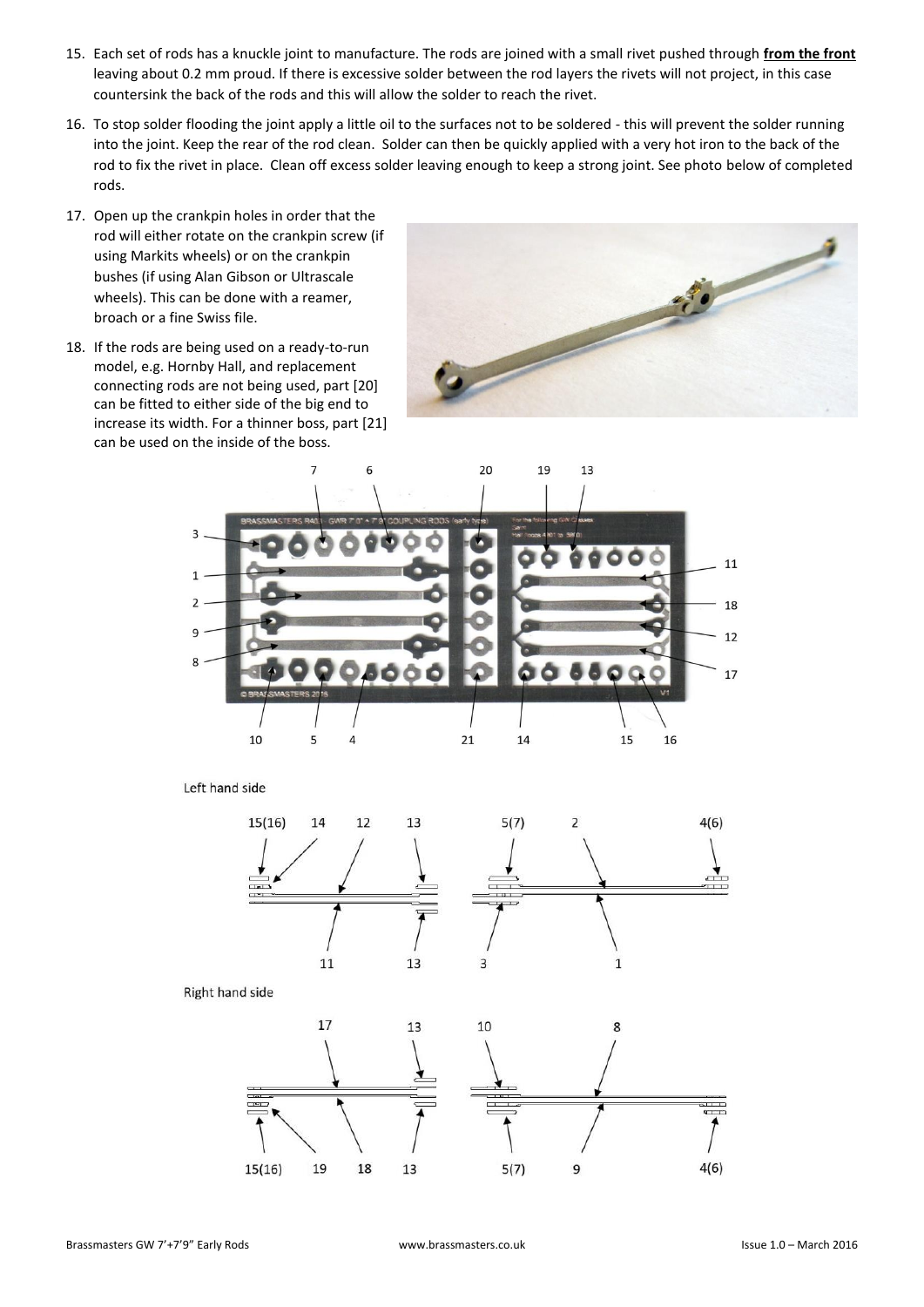15. Each set of rods has a knuckle joint to manufacture. The rods are joined with a small rivet pushed through **from the front** leaving about 0.2 mm proud. If there is excessive solder between the rod layers the rivets will not project, in this case countersink the back of the rods and this will allow the solder to reach the rivet.

16. To stop solder flooding the joint apply a little oil to the surfaces not to be soldered - this will prevent the solder running into the joint. Keep the rear of the rod clean. Solder can then be quickly applied with a very hot iron to the back of the rod to fix the rivet in place. Clean off excess solder leaving enough to keep a strong joint. See photo below of completed rods.

17. Open up the crankpin holes in order that the rod will either rotate on the crankpin screw (if using Markits wheels) or on the crankpin bushes (if using Alan Gibson or Ultrascale wheels). This can be done with a reamer, broach or a fine Swiss file.

18. If the rods are being used on a ready-to-run model, e.g. Hornby Hall, and replacement connecting rods are not being used, part [20] can be fitted to either side of the big end to increase its width. For a thinner boss, part [21] can be used on the inside of the boss.

7 6 20 19 13

3 1 2 9 8 11 18 12 17

10 5 4 21 14 15 16

BRASSMASTERS R40 GWR 7'0" + 7'9" COUPLING RODS (early type)

For the following GW Classes
Saint
Hall (locos 4901 to 5900)

© BRASSMASTERS 2016

V1

Left hand side

15(16) 14 12 13 5(7) 2 4(6)

11 13 3 1

Right hand side

17 13 10 8

15(16) 19 18 13 5(7) 9 4(6)